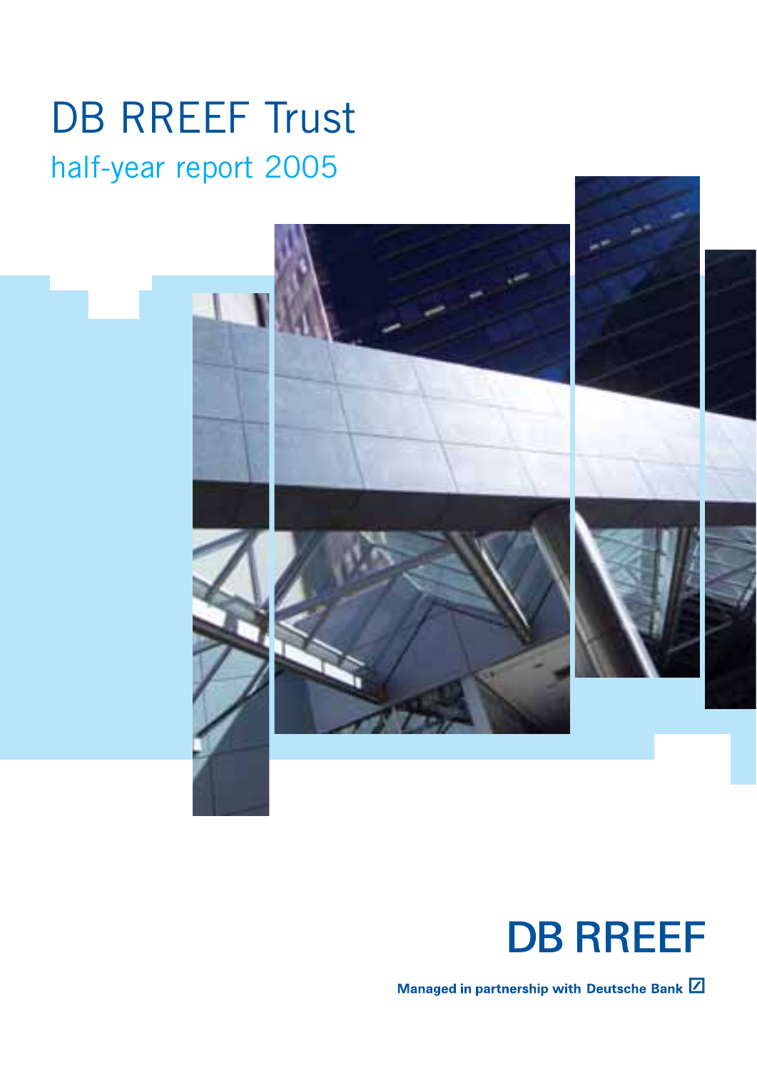# DB RREEF Trust

## half-year report 2005

DB RREEF

Managed in partnership with Deutsche Bank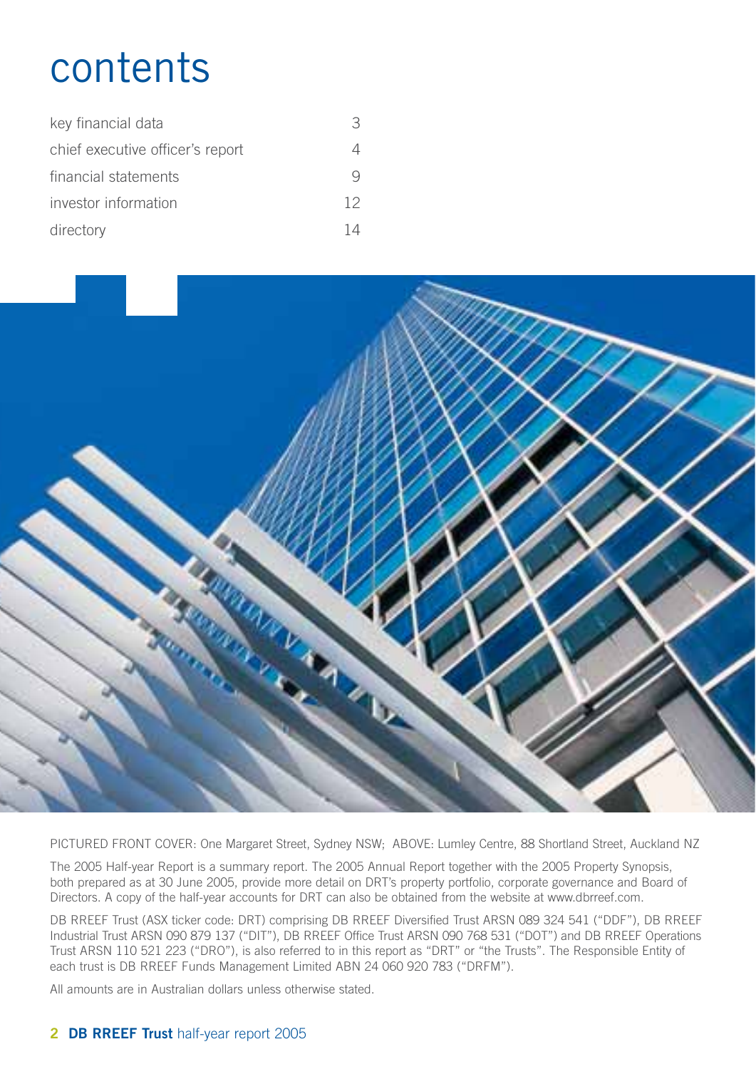# contents

| | |
|---|---|
| key financial data | 3 |
| chief executive officer's report | 4 |
| financial statements | 9 |
| investor information | 12 |
| directory | 14 |

PICTURED FRONT COVER: One Margaret Street, Sydney NSW; ABOVE: Lumley Centre, 88 Shortland Street, Auckland NZ

The 2005 Half-year Report is a summary report. The 2005 Annual Report together with the 2005 Property Synopsis, both prepared as at 30 June 2005, provide more detail on DRT's property portfolio, corporate governance and Board of Directors. A copy of the half-year accounts for DRT can also be obtained from the website at www.dbrreef.com.

DB RREEF Trust (ASX ticker code: DRT) comprising DB RREEF Diversified Trust ARSN 089 324 541 ("DDF"), DB RREEF Industrial Trust ARSN 090 879 137 ("DIT"), DB RREEF Office Trust ARSN 090 768 531 ("DOT") and DB RREEF Operations Trust ARSN 110 521 223 ("DRO"), is also referred to in this report as "DRT" or "the Trusts". The Responsible Entity of each trust is DB RREEF Funds Management Limited ABN 24 060 920 783 ("DRFM").

All amounts are in Australian dollars unless otherwise stated.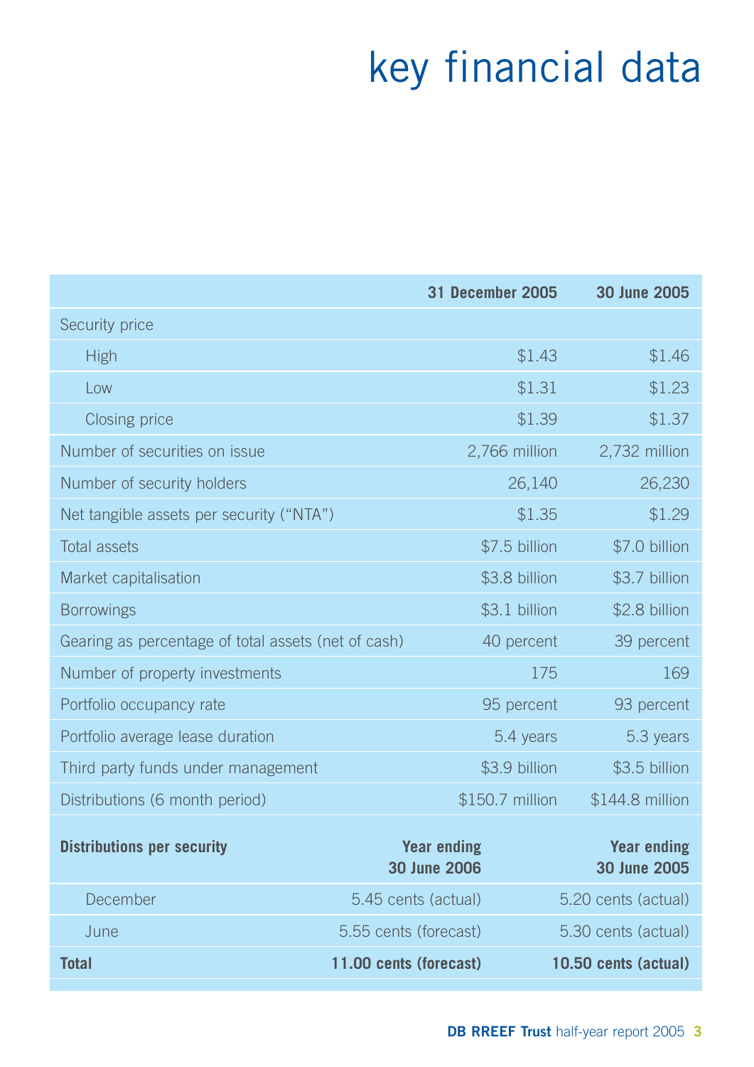# key financial data

| | 31 December 2005 | 30 June 2005 |
|---|---|---|
| Security price | | |
| High | $1.43 | $1.46 |
| Low | $1.31 | $1.23 |
| Closing price | $1.39 | $1.37 |
| Number of securities on issue | 2,766 million | 2,732 million |
| Number of security holders | 26,140 | 26,230 |
| Net tangible assets per security ("NTA") | $1.35 | $1.29 |
| Total assets | $7.5 billion | $7.0 billion |
| Market capitalisation | $3.8 billion | $3.7 billion |
| Borrowings | $3.1 billion | $2.8 billion |
| Gearing as percentage of total assets (net of cash) | 40 percent | 39 percent |
| Number of property investments | 175 | 169 |
| Portfolio occupancy rate | 95 percent | 93 percent |
| Portfolio average lease duration | 5.4 years | 5.3 years |
| Third party funds under management | $3.9 billion | $3.5 billion |
| Distributions (6 month period) | $150.7 million | $144.8 million |

| **Distributions per security** | **Year ending 30 June 2006** | **Year ending 30 June 2005** |
|---|---|---|
| December | 5.45 cents (actual) | 5.20 cents (actual) |
| June | 5.55 cents (forecast) | 5.30 cents (actual) |
| **Total** | **11.00 cents (forecast)** | **10.50 cents (actual)** |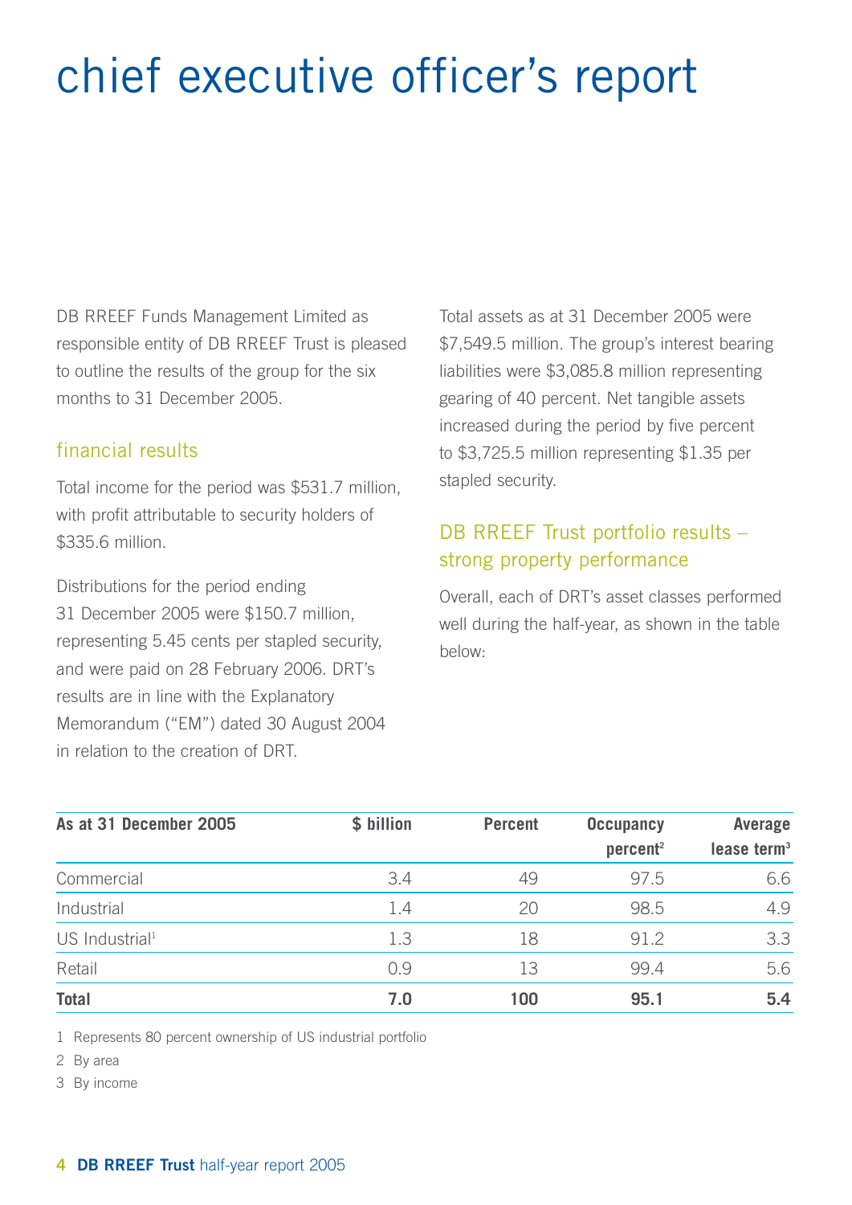# chief executive officer's report

DB RREEF Funds Management Limited as responsible entity of DB RREEF Trust is pleased to outline the results of the group for the six months to 31 December 2005.

## financial results

Total income for the period was $531.7 million, with profit attributable to security holders of $335.6 million.

Distributions for the period ending 31 December 2005 were $150.7 million, representing 5.45 cents per stapled security, and were paid on 28 February 2006. DRT's results are in line with the Explanatory Memorandum ("EM") dated 30 August 2004 in relation to the creation of DRT.

Total assets as at 31 December 2005 were $7,549.5 million. The group's interest bearing liabilities were $3,085.8 million representing gearing of 40 percent. Net tangible assets increased during the period by five percent to $3,725.5 million representing $1.35 per stapled security.

## DB RREEF Trust portfolio results – strong property performance

Overall, each of DRT's asset classes performed well during the half-year, as shown in the table below:

| As at 31 December 2005 | $ billion | Percent | Occupancy percent[2] | Average lease term[3] |
|---|---|---|---|---|
| Commercial | 3.4 | 49 | 97.5 | 6.6 |
| Industrial | 1.4 | 20 | 98.5 | 4.9 |
| US Industrial[1] | 1.3 | 18 | 91.2 | 3.3 |
| Retail | 0.9 | 13 | 99.4 | 5.6 |
| **Total** | **7.0** | **100** | **95.1** | **5.4** |

1 Represents 80 percent ownership of US industrial portfolio

2 By area

3 By income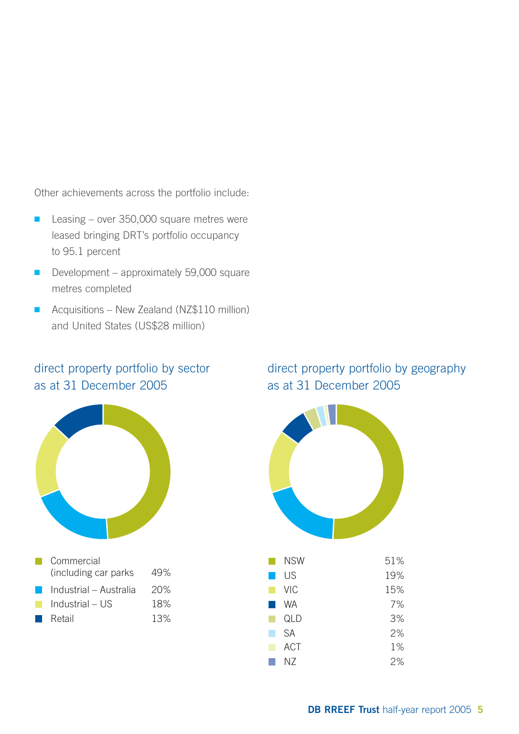Other achievements across the portfolio include:

- Leasing – over 350,000 square metres were leased bringing DRT's portfolio occupancy to 95.1 percent
- Development – approximately 59,000 square metres completed
- Acquisitions – New Zealand (NZ$110 million) and United States (US$28 million)

## direct property portfolio by sector as at 31 December 2005

| Sector | % |
|---|---|
| Commercial (including car parks | 49% |
| Industrial – Australia | 20% |
| Industrial – US | 18% |
| Retail | 13% |

## direct property portfolio by geography as at 31 December 2005

| Geography | % |
|---|---|
| NSW | 51% |
| US | 19% |
| VIC | 15% |
| WA | 7% |
| QLD | 3% |
| SA | 2% |
| ACT | 1% |
| NZ | 2% |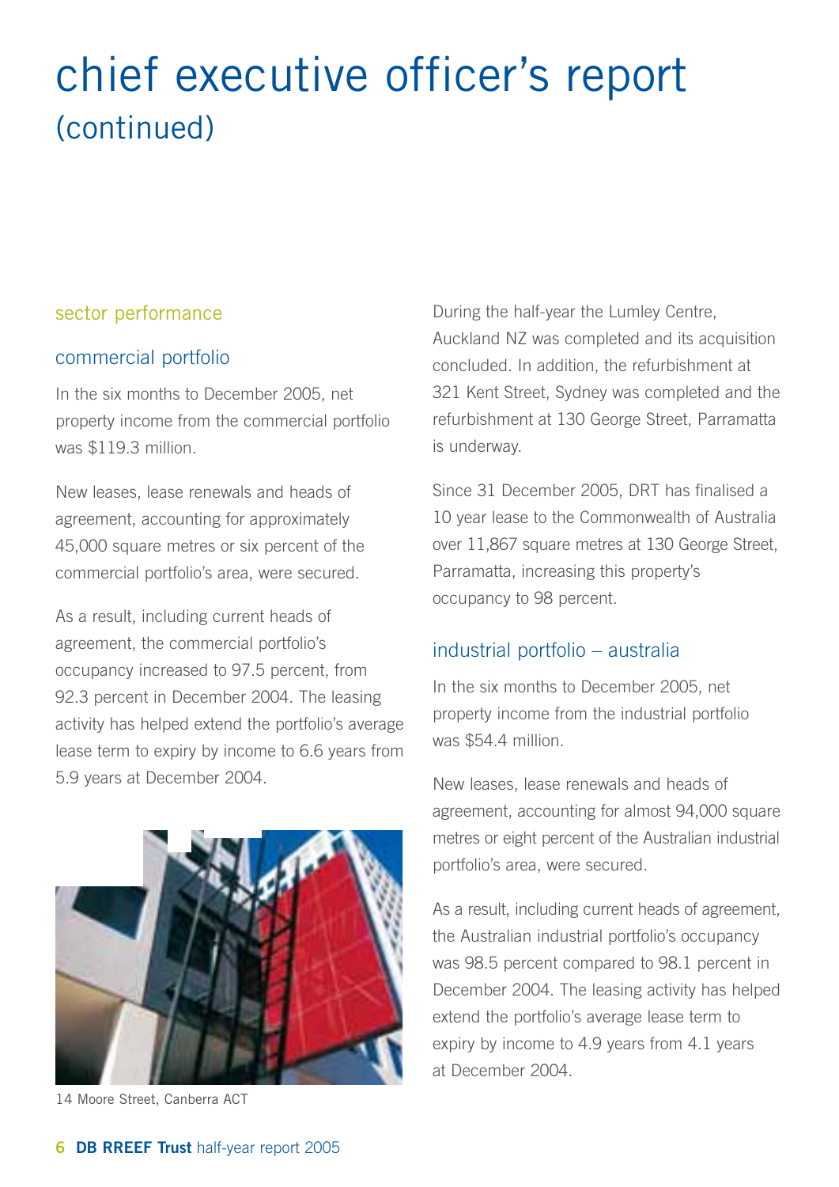# chief executive officer's report
(continued)

## sector performance

### commercial portfolio

In the six months to December 2005, net property income from the commercial portfolio was $119.3 million.

New leases, lease renewals and heads of agreement, accounting for approximately 45,000 square metres or six percent of the commercial portfolio's area, were secured.

As a result, including current heads of agreement, the commercial portfolio's occupancy increased to 97.5 percent, from 92.3 percent in December 2004. The leasing activity has helped extend the portfolio's average lease term to expiry by income to 6.6 years from 5.9 years at December 2004.

14 Moore Street, Canberra ACT

During the half-year the Lumley Centre, Auckland NZ was completed and its acquisition concluded. In addition, the refurbishment at 321 Kent Street, Sydney was completed and the refurbishment at 130 George Street, Parramatta is underway.

Since 31 December 2005, DRT has finalised a 10 year lease to the Commonwealth of Australia over 11,867 square metres at 130 George Street, Parramatta, increasing this property's occupancy to 98 percent.

### industrial portfolio – australia

In the six months to December 2005, net property income from the industrial portfolio was $54.4 million.

New leases, lease renewals and heads of agreement, accounting for almost 94,000 square metres or eight percent of the Australian industrial portfolio's area, were secured.

As a result, including current heads of agreement, the Australian industrial portfolio's occupancy was 98.5 percent compared to 98.1 percent in December 2004. The leasing activity has helped extend the portfolio's average lease term to expiry by income to 4.9 years from 4.1 years at December 2004.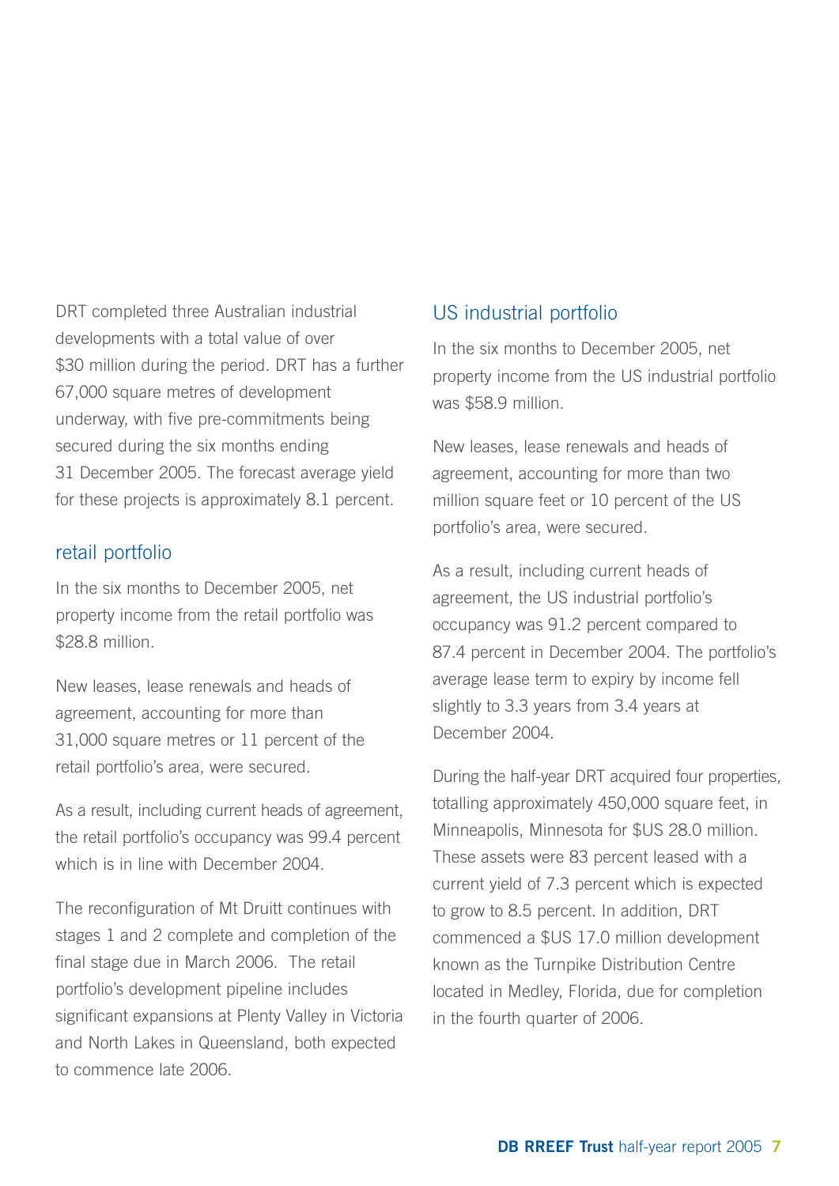DRT completed three Australian industrial developments with a total value of over $30 million during the period. DRT has a further 67,000 square metres of development underway, with five pre-commitments being secured during the six months ending 31 December 2005. The forecast average yield for these projects is approximately 8.1 percent.

## retail portfolio

In the six months to December 2005, net property income from the retail portfolio was $28.8 million.

New leases, lease renewals and heads of agreement, accounting for more than 31,000 square metres or 11 percent of the retail portfolio's area, were secured.

As a result, including current heads of agreement, the retail portfolio's occupancy was 99.4 percent which is in line with December 2004.

The reconfiguration of Mt Druitt continues with stages 1 and 2 complete and completion of the final stage due in March 2006. The retail portfolio's development pipeline includes significant expansions at Plenty Valley in Victoria and North Lakes in Queensland, both expected to commence late 2006.

## US industrial portfolio

In the six months to December 2005, net property income from the US industrial portfolio was $58.9 million.

New leases, lease renewals and heads of agreement, accounting for more than two million square feet or 10 percent of the US portfolio's area, were secured.

As a result, including current heads of agreement, the US industrial portfolio's occupancy was 91.2 percent compared to 87.4 percent in December 2004. The portfolio's average lease term to expiry by income fell slightly to 3.3 years from 3.4 years at December 2004.

During the half-year DRT acquired four properties, totalling approximately 450,000 square feet, in Minneapolis, Minnesota for $US 28.0 million. These assets were 83 percent leased with a current yield of 7.3 percent which is expected to grow to 8.5 percent. In addition, DRT commenced a $US 17.0 million development known as the Turnpike Distribution Centre located in Medley, Florida, due for completion in the fourth quarter of 2006.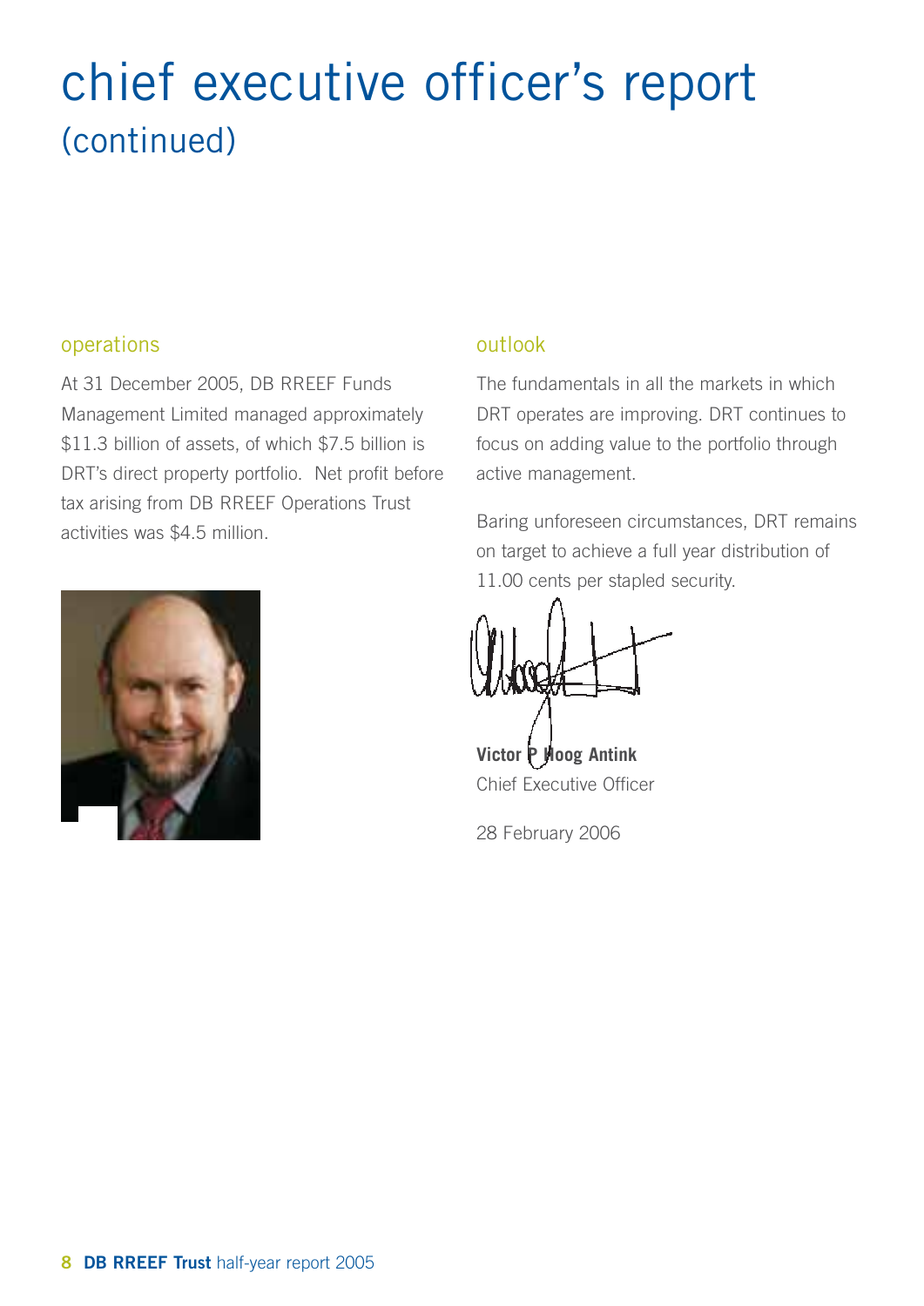# chief executive officer's report
## (continued)

### operations

At 31 December 2005, DB RREEF Funds Management Limited managed approximately $11.3 billion of assets, of which $7.5 billion is DRT's direct property portfolio. Net profit before tax arising from DB RREEF Operations Trust activities was $4.5 million.

### outlook

The fundamentals in all the markets in which DRT operates are improving. DRT continues to focus on adding value to the portfolio through active management.

Baring unforeseen circumstances, DRT remains on target to achieve a full year distribution of 11.00 cents per stapled security.

**Victor P Hoog Antink**
Chief Executive Officer

28 February 2006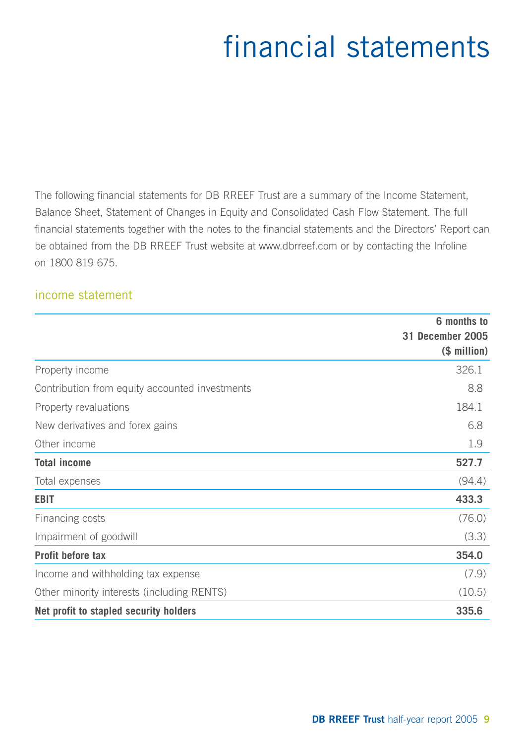# financial statements

The following financial statements for DB RREEF Trust are a summary of the Income Statement, Balance Sheet, Statement of Changes in Equity and Consolidated Cash Flow Statement. The full financial statements together with the notes to the financial statements and the Directors' Report can be obtained from the DB RREEF Trust website at www.dbrreef.com or by contacting the Infoline on 1800 819 675.

## income statement

| | **6 months to 31 December 2005 ($ million)** |
|---|---|
| Property income | 326.1 |
| Contribution from equity accounted investments | 8.8 |
| Property revaluations | 184.1 |
| New derivatives and forex gains | 6.8 |
| Other income | 1.9 |
| **Total income** | **527.7** |
| Total expenses | (94.4) |
| **EBIT** | **433.3** |
| Financing costs | (76.0) |
| Impairment of goodwill | (3.3) |
| **Profit before tax** | **354.0** |
| Income and withholding tax expense | (7.9) |
| Other minority interests (including RENTS) | (10.5) |
| **Net profit to stapled security holders** | **335.6** |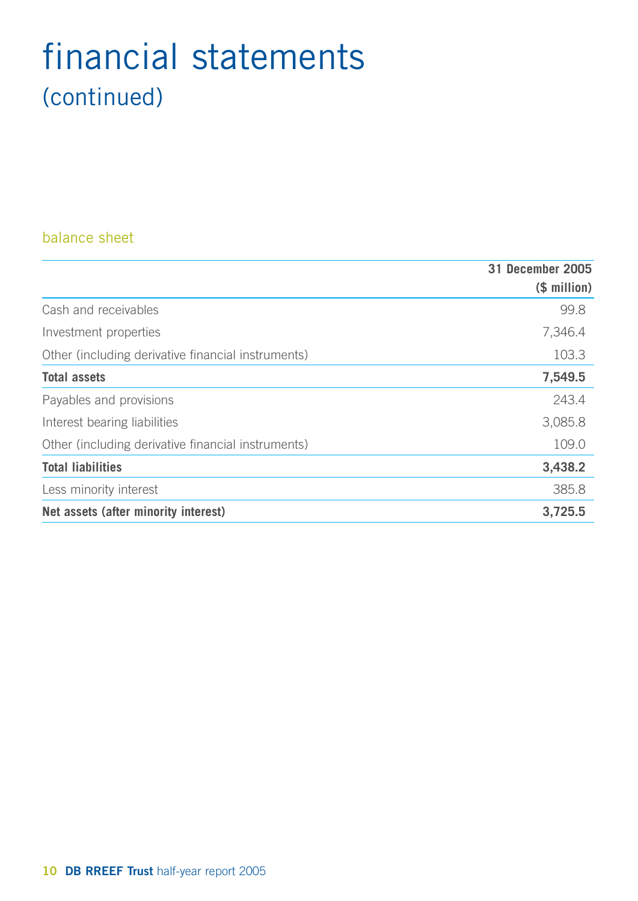# financial statements
## (continued)

### balance sheet

| | 31 December 2005 ($ million) |
|---|---|
| Cash and receivables | 99.8 |
| Investment properties | 7,346.4 |
| Other (including derivative financial instruments) | 103.3 |
| **Total assets** | **7,549.5** |
| Payables and provisions | 243.4 |
| Interest bearing liabilities | 3,085.8 |
| Other (including derivative financial instruments) | 109.0 |
| **Total liabilities** | **3,438.2** |
| Less minority interest | 385.8 |
| **Net assets (after minority interest)** | **3,725.5** |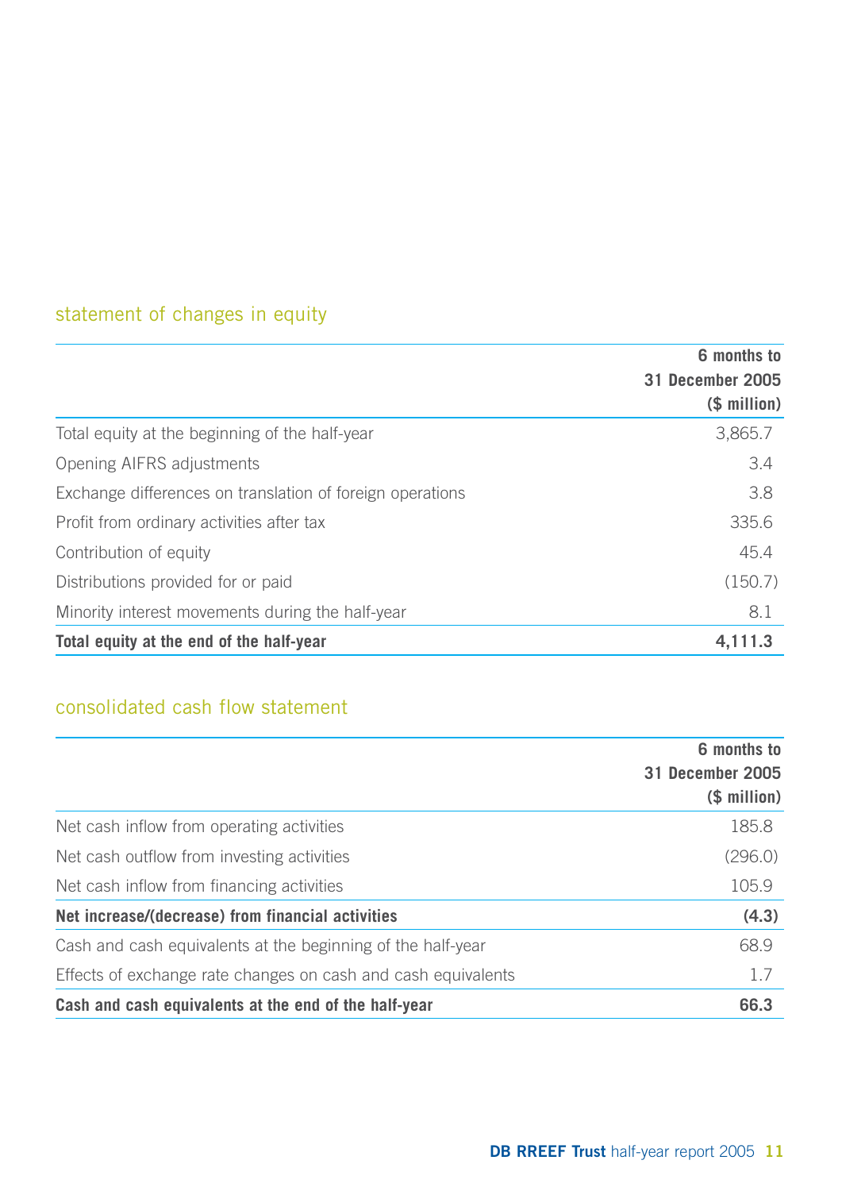## statement of changes in equity

| | 6 months to 31 December 2005 ($ million) |
|---|---|
| Total equity at the beginning of the half-year | 3,865.7 |
| Opening AIFRS adjustments | 3.4 |
| Exchange differences on translation of foreign operations | 3.8 |
| Profit from ordinary activities after tax | 335.6 |
| Contribution of equity | 45.4 |
| Distributions provided for or paid | (150.7) |
| Minority interest movements during the half-year | 8.1 |
| **Total equity at the end of the half-year** | **4,111.3** |

## consolidated cash flow statement

| | 6 months to 31 December 2005 ($ million) |
|---|---|
| Net cash inflow from operating activities | 185.8 |
| Net cash outflow from investing activities | (296.0) |
| Net cash inflow from financing activities | 105.9 |
| **Net increase/(decrease) from financial activities** | **(4.3)** |
| Cash and cash equivalents at the beginning of the half-year | 68.9 |
| Effects of exchange rate changes on cash and cash equivalents | 1.7 |
| **Cash and cash equivalents at the end of the half-year** | **66.3** |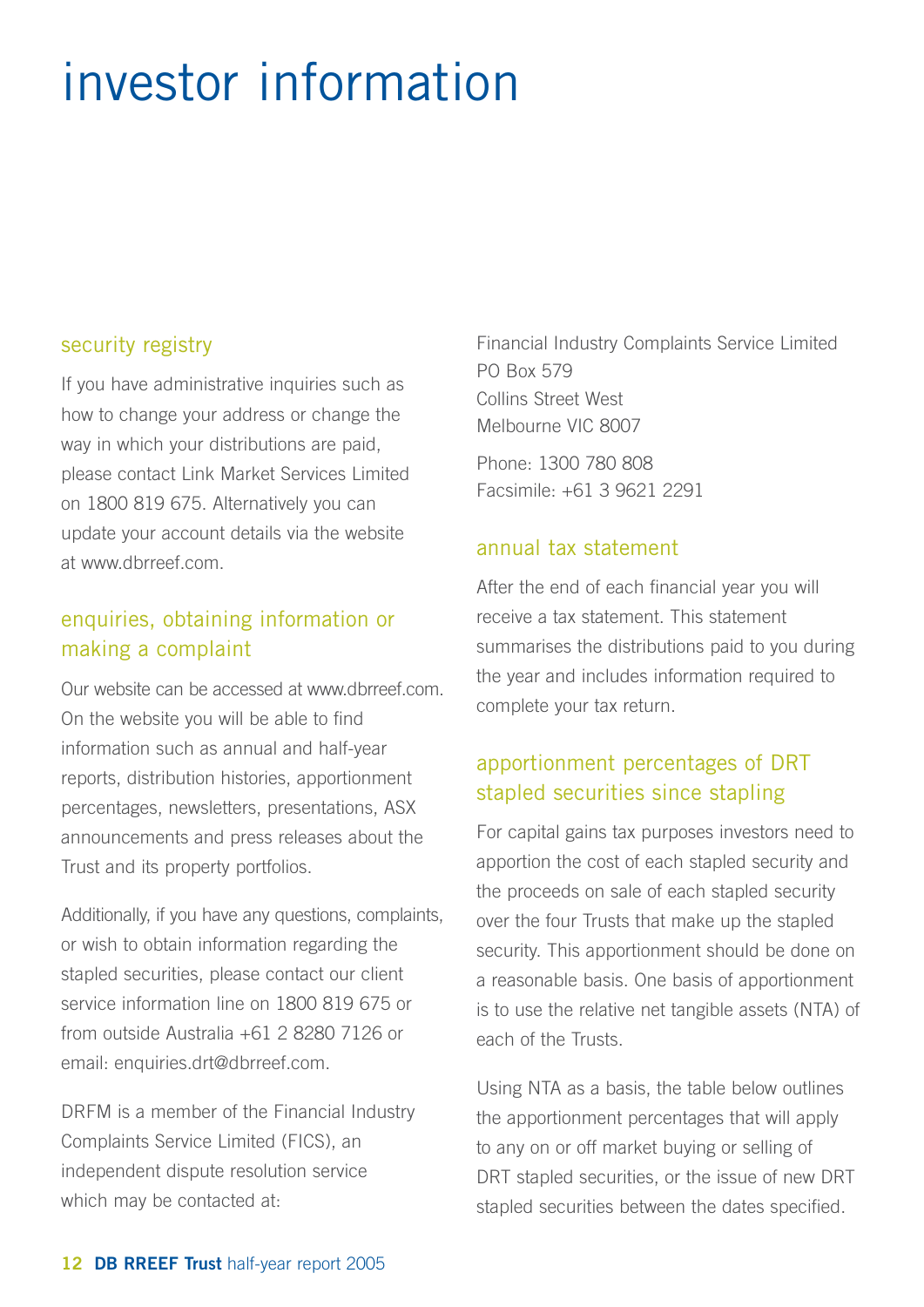# investor information

## security registry

If you have administrative inquiries such as how to change your address or change the way in which your distributions are paid, please contact Link Market Services Limited on 1800 819 675. Alternatively you can update your account details via the website at www.dbrreef.com.

## enquiries, obtaining information or making a complaint

Our website can be accessed at www.dbrreef.com. On the website you will be able to find information such as annual and half-year reports, distribution histories, apportionment percentages, newsletters, presentations, ASX announcements and press releases about the Trust and its property portfolios.

Additionally, if you have any questions, complaints, or wish to obtain information regarding the stapled securities, please contact our client service information line on 1800 819 675 or from outside Australia +61 2 8280 7126 or email: enquiries.drt@dbrreef.com.

DRFM is a member of the Financial Industry Complaints Service Limited (FICS), an independent dispute resolution service which may be contacted at:

Financial Industry Complaints Service Limited
PO Box 579
Collins Street West
Melbourne VIC 8007

Phone: 1300 780 808
Facsimile: +61 3 9621 2291

## annual tax statement

After the end of each financial year you will receive a tax statement. This statement summarises the distributions paid to you during the year and includes information required to complete your tax return.

## apportionment percentages of DRT stapled securities since stapling

For capital gains tax purposes investors need to apportion the cost of each stapled security and the proceeds on sale of each stapled security over the four Trusts that make up the stapled security. This apportionment should be done on a reasonable basis. One basis of apportionment is to use the relative net tangible assets (NTA) of each of the Trusts.

Using NTA as a basis, the table below outlines the apportionment percentages that will apply to any on or off market buying or selling of DRT stapled securities, or the issue of new DRT stapled securities between the dates specified.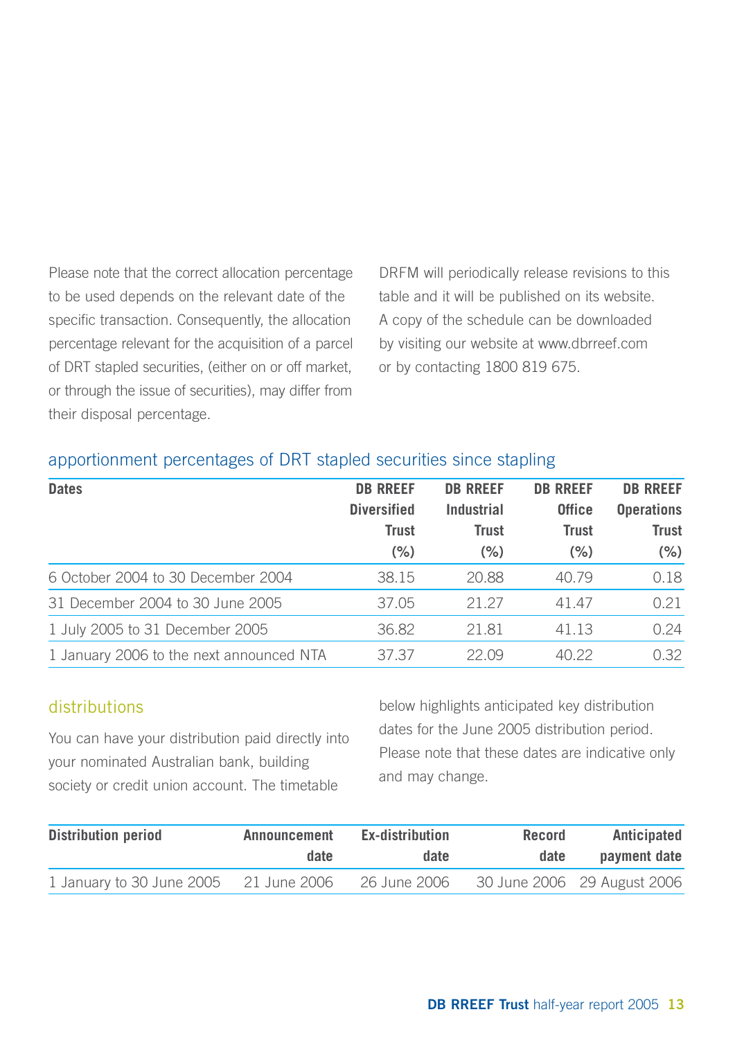Please note that the correct allocation percentage to be used depends on the relevant date of the specific transaction. Consequently, the allocation percentage relevant for the acquisition of a parcel of DRT stapled securities, (either on or off market, or through the issue of securities), may differ from their disposal percentage.

DRFM will periodically release revisions to this table and it will be published on its website. A copy of the schedule can be downloaded by visiting our website at www.dbrreef.com or by contacting 1800 819 675.

## apportionment percentages of DRT stapled securities since stapling

| Dates | DB RREEF Diversified Trust (%) | DB RREEF Industrial Trust (%) | DB RREEF Office Trust (%) | DB RREEF Operations Trust (%) |
|---|---|---|---|---|
| 6 October 2004 to 30 December 2004 | 38.15 | 20.88 | 40.79 | 0.18 |
| 31 December 2004 to 30 June 2005 | 37.05 | 21.27 | 41.47 | 0.21 |
| 1 July 2005 to 31 December 2005 | 36.82 | 21.81 | 41.13 | 0.24 |
| 1 January 2006 to the next announced NTA | 37.37 | 22.09 | 40.22 | 0.32 |

## distributions

You can have your distribution paid directly into your nominated Australian bank, building society or credit union account. The timetable below highlights anticipated key distribution dates for the June 2005 distribution period. Please note that these dates are indicative only and may change.

| Distribution period | Announcement date | Ex-distribution date | Record date | Anticipated payment date |
|---|---|---|---|---|
| 1 January to 30 June 2005 | 21 June 2006 | 26 June 2006 | 30 June 2006 | 29 August 2006 |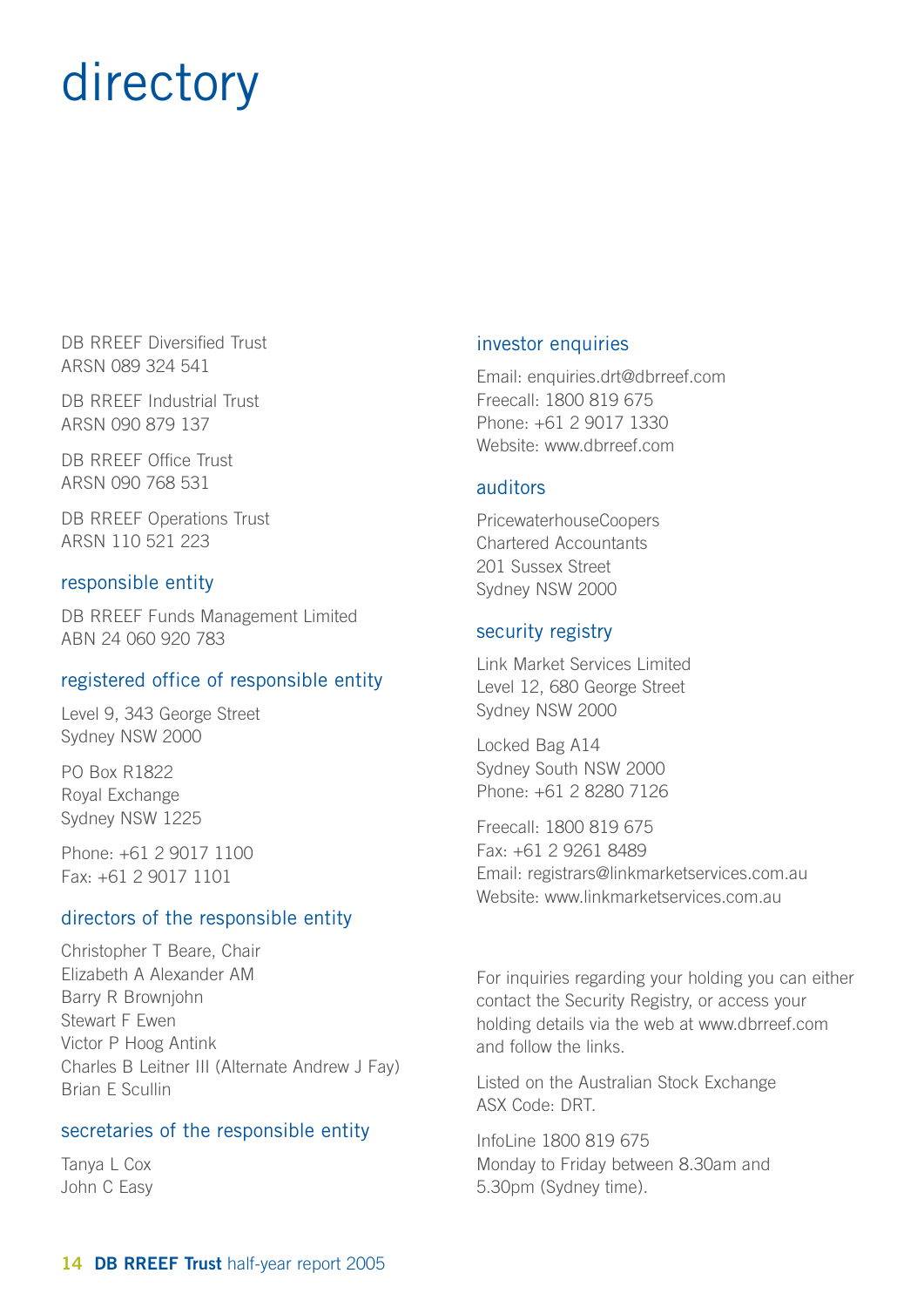# directory

DB RREEF Diversified Trust
ARSN 089 324 541

DB RREEF Industrial Trust
ARSN 090 879 137

DB RREEF Office Trust
ARSN 090 768 531

DB RREEF Operations Trust
ARSN 110 521 223

## responsible entity

DB RREEF Funds Management Limited
ABN 24 060 920 783

## registered office of responsible entity

Level 9, 343 George Street
Sydney NSW 2000

PO Box R1822
Royal Exchange
Sydney NSW 1225

Phone: +61 2 9017 1100
Fax: +61 2 9017 1101

## directors of the responsible entity

Christopher T Beare, Chair
Elizabeth A Alexander AM
Barry R Brownjohn
Stewart F Ewen
Victor P Hoog Antink
Charles B Leitner III (Alternate Andrew J Fay)
Brian E Scullin

## secretaries of the responsible entity

Tanya L Cox
John C Easy

## investor enquiries

Email: enquiries.drt@dbrreef.com
Freecall: 1800 819 675
Phone: +61 2 9017 1330
Website: www.dbrreef.com

## auditors

PricewaterhouseCoopers
Chartered Accountants
201 Sussex Street
Sydney NSW 2000

## security registry

Link Market Services Limited
Level 12, 680 George Street
Sydney NSW 2000

Locked Bag A14
Sydney South NSW 2000
Phone: +61 2 8280 7126

Freecall: 1800 819 675
Fax: +61 2 9261 8489
Email: registrars@linkmarketservices.com.au
Website: www.linkmarketservices.com.au

For inquiries regarding your holding you can either contact the Security Registry, or access your holding details via the web at www.dbrreef.com and follow the links.

Listed on the Australian Stock Exchange
ASX Code: DRT.

InfoLine 1800 819 675
Monday to Friday between 8.30am and 5.30pm (Sydney time).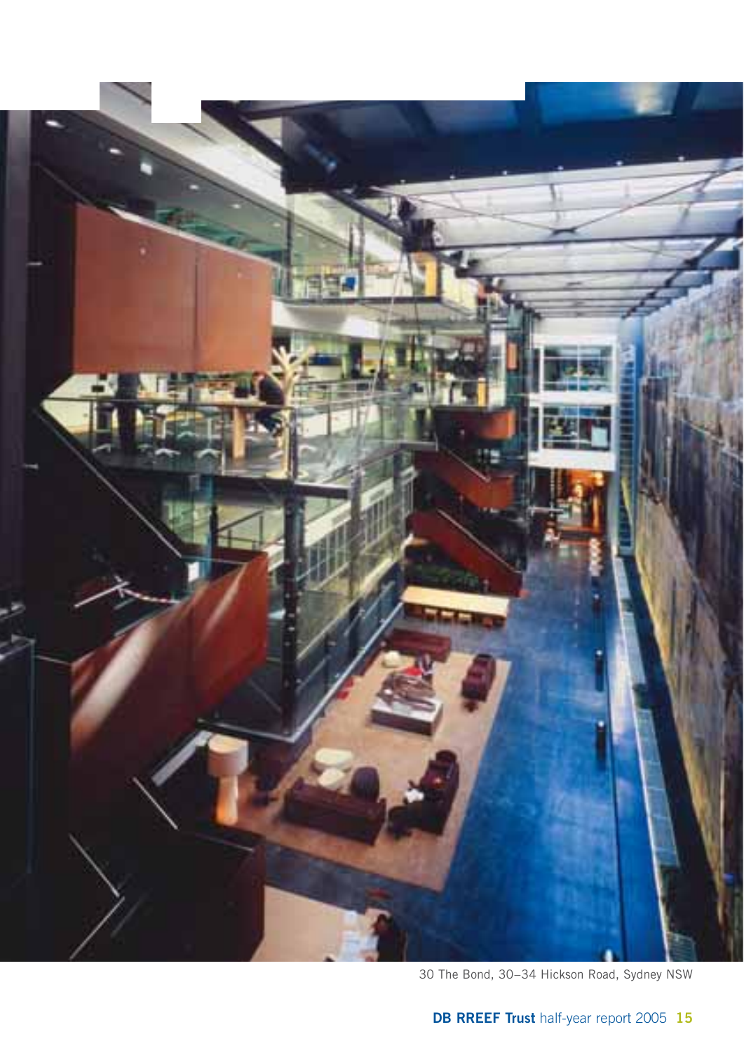30 The Bond, 30–34 Hickson Road, Sydney NSW